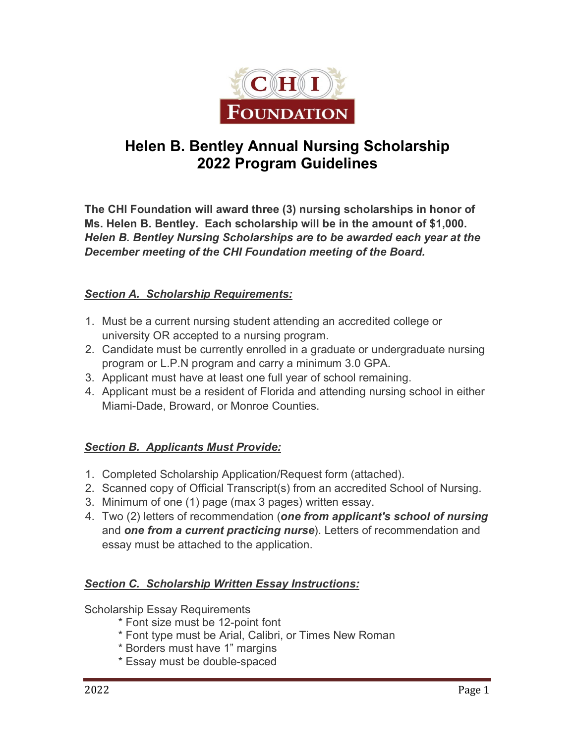# Helen B. Bentley Annual Nursing Scholarship
# 2022 Program Guidelines

**The CHI Foundation will award three (3) nursing scholarships in honor of Ms. Helen B. Bentley. Each scholarship will be in the amount of $1,000.** ***Helen B. Bentley Nursing Scholarships are to be awarded each year at the December meeting of the CHI Foundation meeting of the Board.***

## ***Section A. Scholarship Requirements:***

1. Must be a current nursing student attending an accredited college or university OR accepted to a nursing program.
2. Candidate must be currently enrolled in a graduate or undergraduate nursing program or L.P.N program and carry a minimum 3.0 GPA.
3. Applicant must have at least one full year of school remaining.
4. Applicant must be a resident of Florida and attending nursing school in either Miami-Dade, Broward, or Monroe Counties.

## ***Section B. Applicants Must Provide:***

1. Completed Scholarship Application/Request form (attached).
2. Scanned copy of Official Transcript(s) from an accredited School of Nursing.
3. Minimum of one (1) page (max 3 pages) written essay.
4. Two (2) letters of recommendation (***one from applicant's school of nursing*** and ***one from a current practicing nurse***). Letters of recommendation and essay must be attached to the application.

## ***Section C. Scholarship Written Essay Instructions:***

Scholarship Essay Requirements

- Font size must be 12-point font
- Font type must be Arial, Calibri, or Times New Roman
- Borders must have 1" margins
- Essay must be double-spaced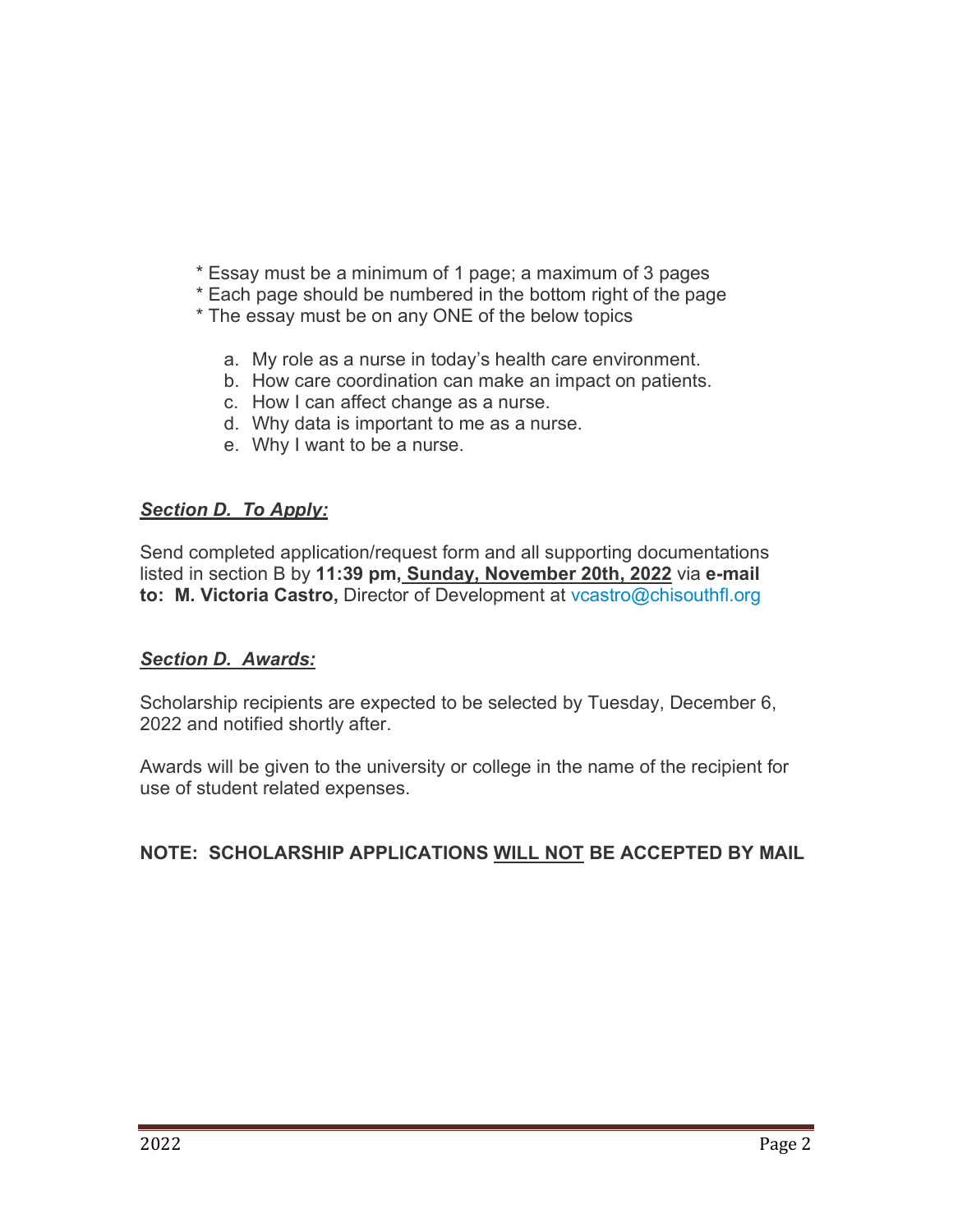* Essay must be a minimum of 1 page; a maximum of 3 pages
* Each page should be numbered in the bottom right of the page
* The essay must be on any ONE of the below topics

   a. My role as a nurse in today's health care environment.
   b. How care coordination can make an impact on patients.
   c. How I can affect change as a nurse.
   d. Why data is important to me as a nurse.
   e. Why I want to be a nurse.

***Section D. To Apply:***

Send completed application/request form and all supporting documentations listed in section B by **11:39 pm, Sunday, November 20th, 2022** via **e-mail to: M. Victoria Castro,** Director of Development at vcastro@chisouthfl.org

***Section D. Awards:***

Scholarship recipients are expected to be selected by Tuesday, December 6, 2022 and notified shortly after.

Awards will be given to the university or college in the name of the recipient for use of student related expenses.

**NOTE: SCHOLARSHIP APPLICATIONS WILL NOT BE ACCEPTED BY MAIL**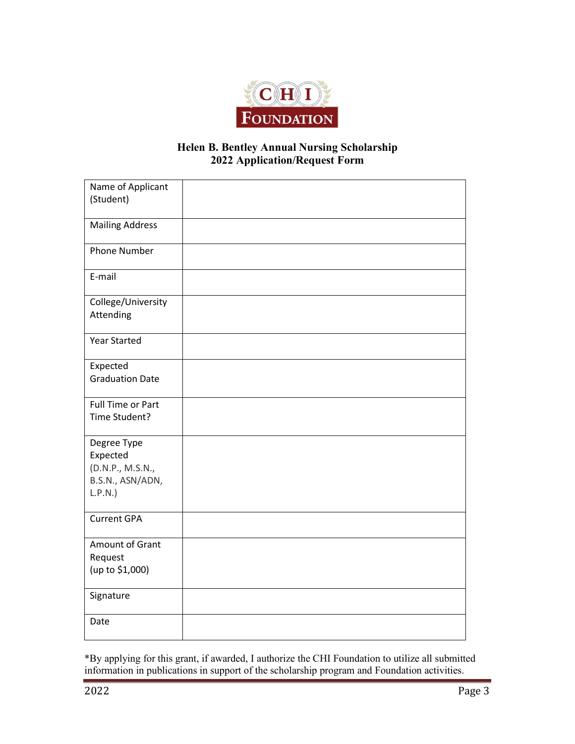CHI FOUNDATION

## Helen B. Bentley Annual Nursing Scholarship
## 2022 Application/Request Form

| | |
|---|---|
| Name of Applicant (Student) | |
| Mailing Address | |
| Phone Number | |
| E-mail | |
| College/University Attending | |
| Year Started | |
| Expected Graduation Date | |
| Full Time or Part Time Student? | |
| Degree Type Expected (D.N.P., M.S.N., B.S.N., ASN/ADN, L.P.N.) | |
| Current GPA | |
| Amount of Grant Request (up to $1,000) | |
| Signature | |
| Date | |

*By applying for this grant, if awarded, I authorize the CHI Foundation to utilize all submitted information in publications in support of the scholarship program and Foundation activities.